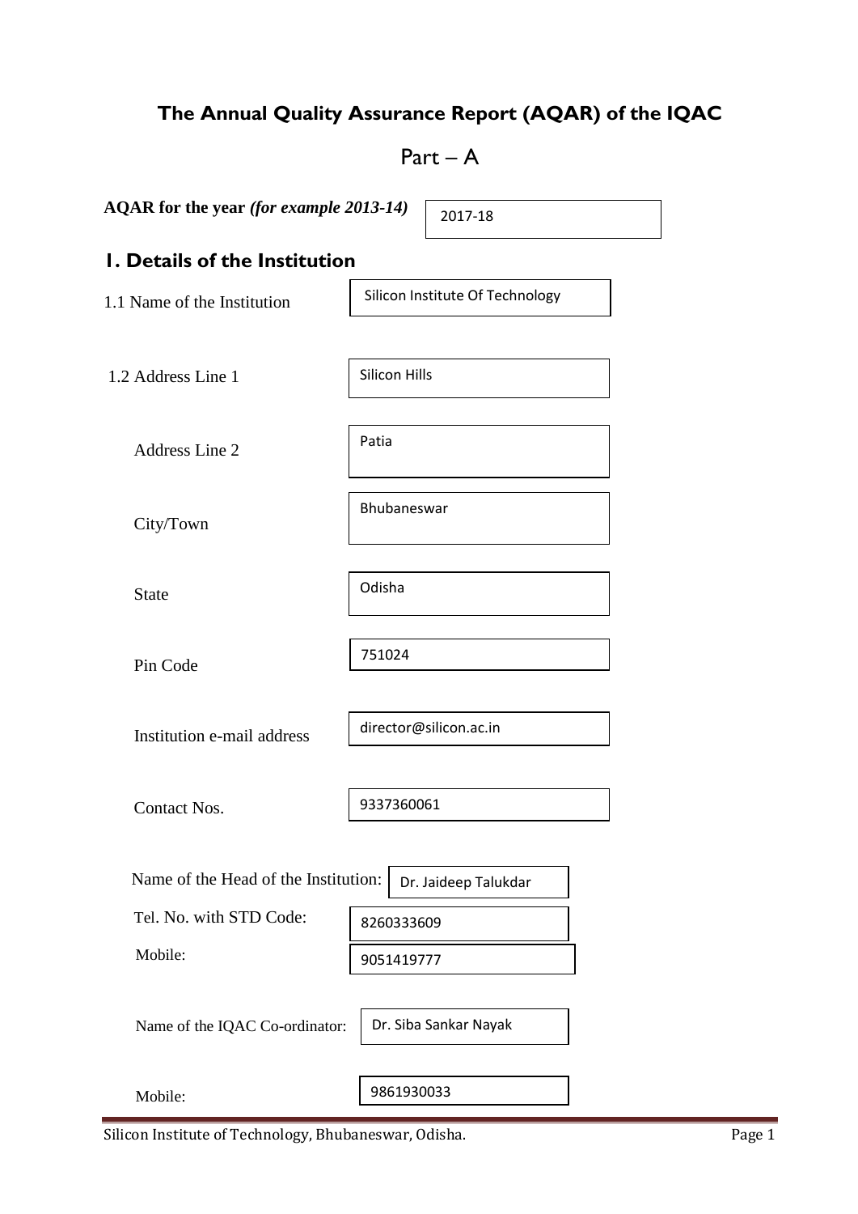# The Annual Quality Assurance Report (AQAR) of the IQAC

## Part – A

**AQAR for the year** ***(for example 2013-14)*** 2017-18

## 1. Details of the Institution

1.1 Name of the Institution: Silicon Institute Of Technology

1.2 Address Line 1: Silicon Hills

Address Line 2: Patia

City/Town: Bhubaneswar

State: Odisha

Pin Code: 751024

Institution e-mail address: director@silicon.ac.in

Contact Nos.: 9337360061

Name of the Head of the Institution: Dr. Jaideep Talukdar

Tel. No. with STD Code: 8260333609

Mobile: 9051419777

Name of the IQAC Co-ordinator: Dr. Siba Sankar Nayak

Mobile: 9861930033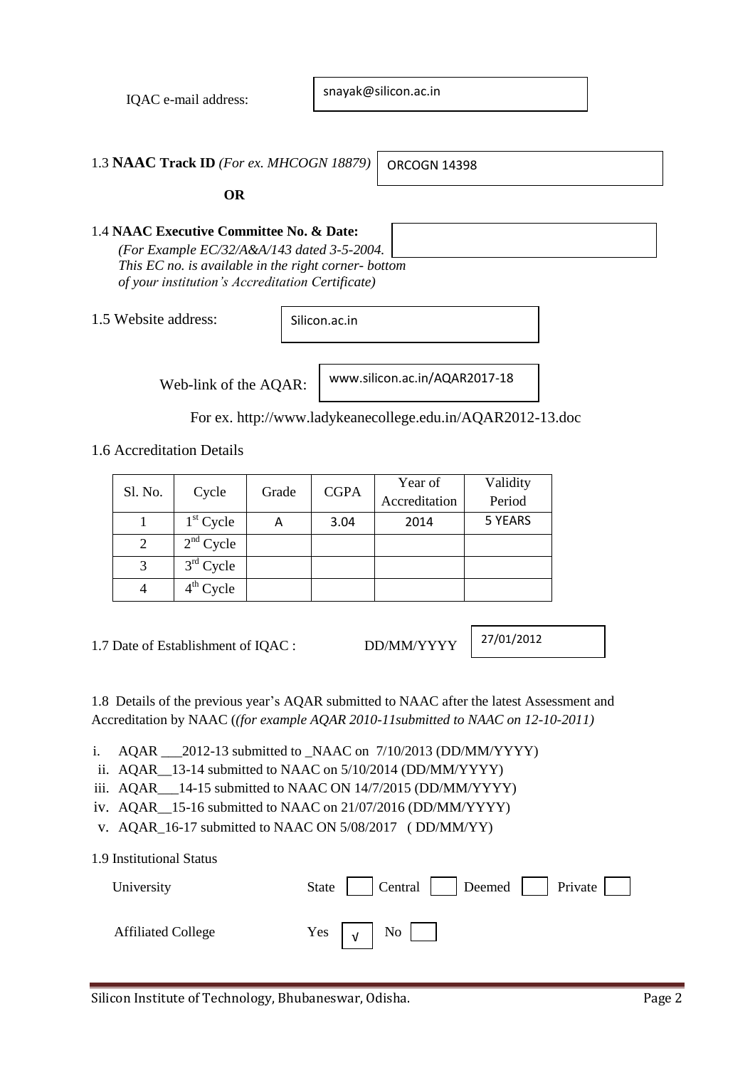IQAC e-mail address: snayak@silicon.ac.in

1.3 **NAAC Track ID** *(For ex. MHCOGN 18879)* ORCOGN 14398

**OR**

1.4 **NAAC Executive Committee No. & Date:**
*(For Example EC/32/A&A/143 dated 3-5-2004. This EC no. is available in the right corner- bottom of your institution's Accreditation Certificate)*

1.5 Website address: Silicon.ac.in

Web-link of the AQAR: www.silicon.ac.in/AQAR2017-18

For ex. http://www.ladykeanecollege.edu.in/AQAR2012-13.doc

1.6 Accreditation Details

| Sl. No. | Cycle | Grade | CGPA | Year of Accreditation | Validity Period |
|---|---|---|---|---|---|
| 1 | 1st Cycle | A | 3.04 | 2014 | 5 YEARS |
| 2 | 2nd Cycle | | | | |
| 3 | 3rd Cycle | | | | |
| 4 | 4th Cycle | | | | |

1.7 Date of Establishment of IQAC : DD/MM/YYYY 27/01/2012

1.8 Details of the previous year's AQAR submitted to NAAC after the latest Assessment and Accreditation by NAAC (*(for example AQAR 2010-11submitted to NAAC on 12-10-2011)*

i. AQAR ___2012-13 submitted to _NAAC on 7/10/2013 (DD/MM/YYYY)
ii. AQAR__13-14 submitted to NAAC on 5/10/2014 (DD/MM/YYYY)
iii. AQAR___14-15 submitted to NAAC ON 14/7/2015 (DD/MM/YYYY)
iv. AQAR__15-16 submitted to NAAC on 21/07/2016 (DD/MM/YYYY)
v. AQAR_16-17 submitted to NAAC ON 5/08/2017 ( DD/MM/YY)

1.9 Institutional Status

University State ☐ Central ☐ Deemed ☐ Private ☐

Affiliated College Yes √ No ☐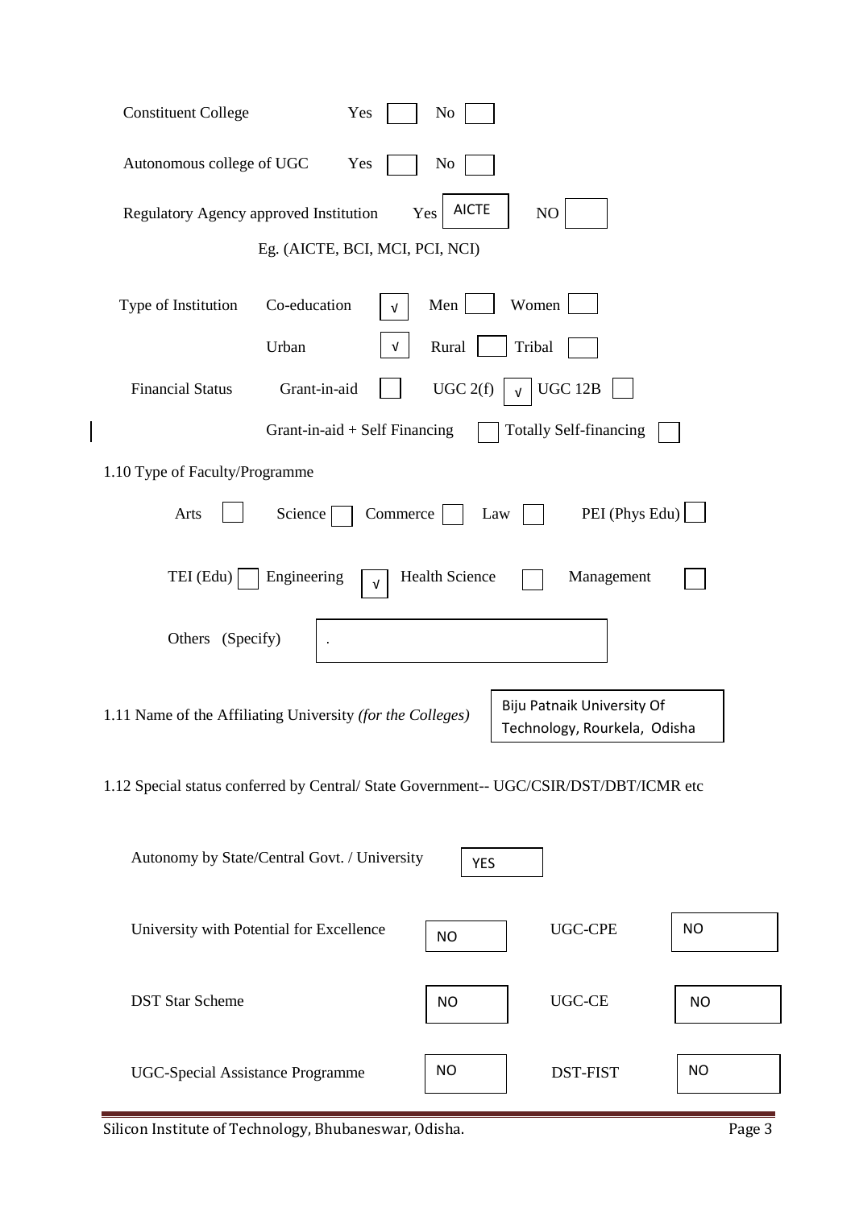Constituent College Yes [ ] No [ ]

Autonomous college of UGC Yes [ ] No [ ]

Regulatory Agency approved Institution Yes [AICTE] NO [ ]

Eg. (AICTE, BCI, MCI, PCI, NCI)

Type of Institution Co-education [√] Men [ ] Women [ ]

Urban [√] Rural [ ] Tribal [ ]

Financial Status Grant-in-aid [ ] UGC 2(f) [√] UGC 12B [ ]

Grant-in-aid + Self Financing [ ] Totally Self-financing [ ]

1.10 Type of Faculty/Programme

Arts [ ] Science [ ] Commerce [ ] Law [ ] PEI (Phys Edu) [ ]

TEI (Edu) [ ] Engineering [√] Health Science [ ] Management [ ]

Others (Specify) [.]

1.11 Name of the Affiliating University *(for the Colleges)* Biju Patnaik University Of Technology, Rourkela, Odisha

1.12 Special status conferred by Central/ State Government-- UGC/CSIR/DST/DBT/ICMR etc

| | | | |
|---|---|---|---|
| Autonomy by State/Central Govt. / University | YES | | |
| University with Potential for Excellence | NO | UGC-CPE | NO |
| DST Star Scheme | NO | UGC-CE | NO |
| UGC-Special Assistance Programme | NO | DST-FIST | NO |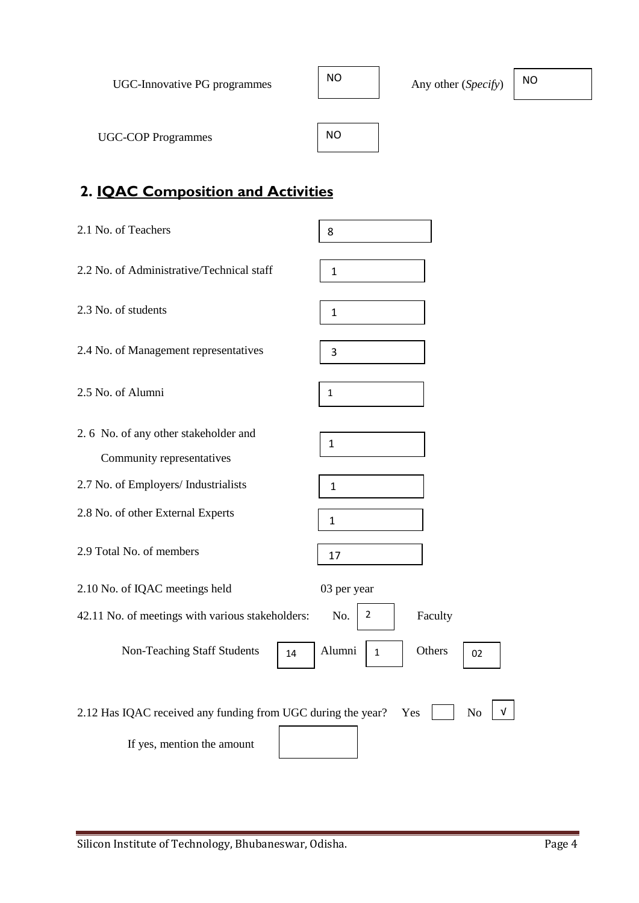UGC-Innovative PG programmes: NO

Any other (*Specify*): NO

UGC-COP Programmes: NO

## 2. IQAC Composition and Activities

| | |
|---|---|
| 2.1 No. of Teachers | 8 |
| 2.2 No. of Administrative/Technical staff | 1 |
| 2.3 No. of students | 1 |
| 2.4 No. of Management representatives | 3 |
| 2.5 No. of Alumni | 1 |
| 2. 6 No. of any other stakeholder and Community representatives | 1 |
| 2.7 No. of Employers/ Industrialists | 1 |
| 2.8 No. of other External Experts | 1 |
| 2.9 Total No. of members | 17 |
| 2.10 No. of IQAC meetings held | 03 per year |

42.11 No. of meetings with various stakeholders: No. 2 Faculty

Non-Teaching Staff Students 14 Alumni 1 Others 02

2.12 Has IQAC received any funding from UGC during the year? Yes [ ] No [√]

If yes, mention the amount [ ]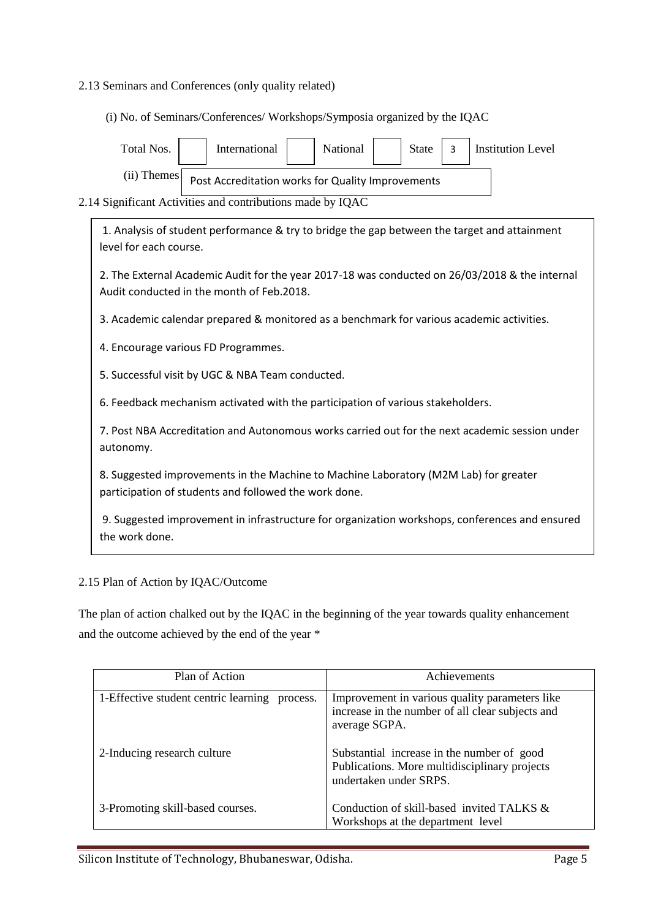2.13 Seminars and Conferences (only quality related)

(i) No. of Seminars/Conferences/ Workshops/Symposia organized by the IQAC

| Total Nos. | | International | | National | | State | 3 | Institution Level |
|---|---|---|---|---|---|---|---|---|

(ii) Themes: Post Accreditation works for Quality Improvements

2.14 Significant Activities and contributions made by IQAC

1. Analysis of student performance & try to bridge the gap between the target and attainment level for each course.
2. The External Academic Audit for the year 2017-18 was conducted on 26/03/2018 & the internal Audit conducted in the month of Feb.2018.
3. Academic calendar prepared & monitored as a benchmark for various academic activities.
4. Encourage various FD Programmes.
5. Successful visit by UGC & NBA Team conducted.
6. Feedback mechanism activated with the participation of various stakeholders.
7. Post NBA Accreditation and Autonomous works carried out for the next academic session under autonomy.
8. Suggested improvements in the Machine to Machine Laboratory (M2M Lab) for greater participation of students and followed the work done.
9. Suggested improvement in infrastructure for organization workshops, conferences and ensured the work done.

2.15 Plan of Action by IQAC/Outcome

The plan of action chalked out by the IQAC in the beginning of the year towards quality enhancement and the outcome achieved by the end of the year *

| Plan of Action | Achievements |
|---|---|
| 1-Effective student centric learning process. | Improvement in various quality parameters like increase in the number of all clear subjects and average SGPA. |
| 2-Inducing research culture | Substantial increase in the number of good Publications. More multidisciplinary projects undertaken under SRPS. |
| 3-Promoting skill-based courses. | Conduction of skill-based invited TALKS & Workshops at the department level |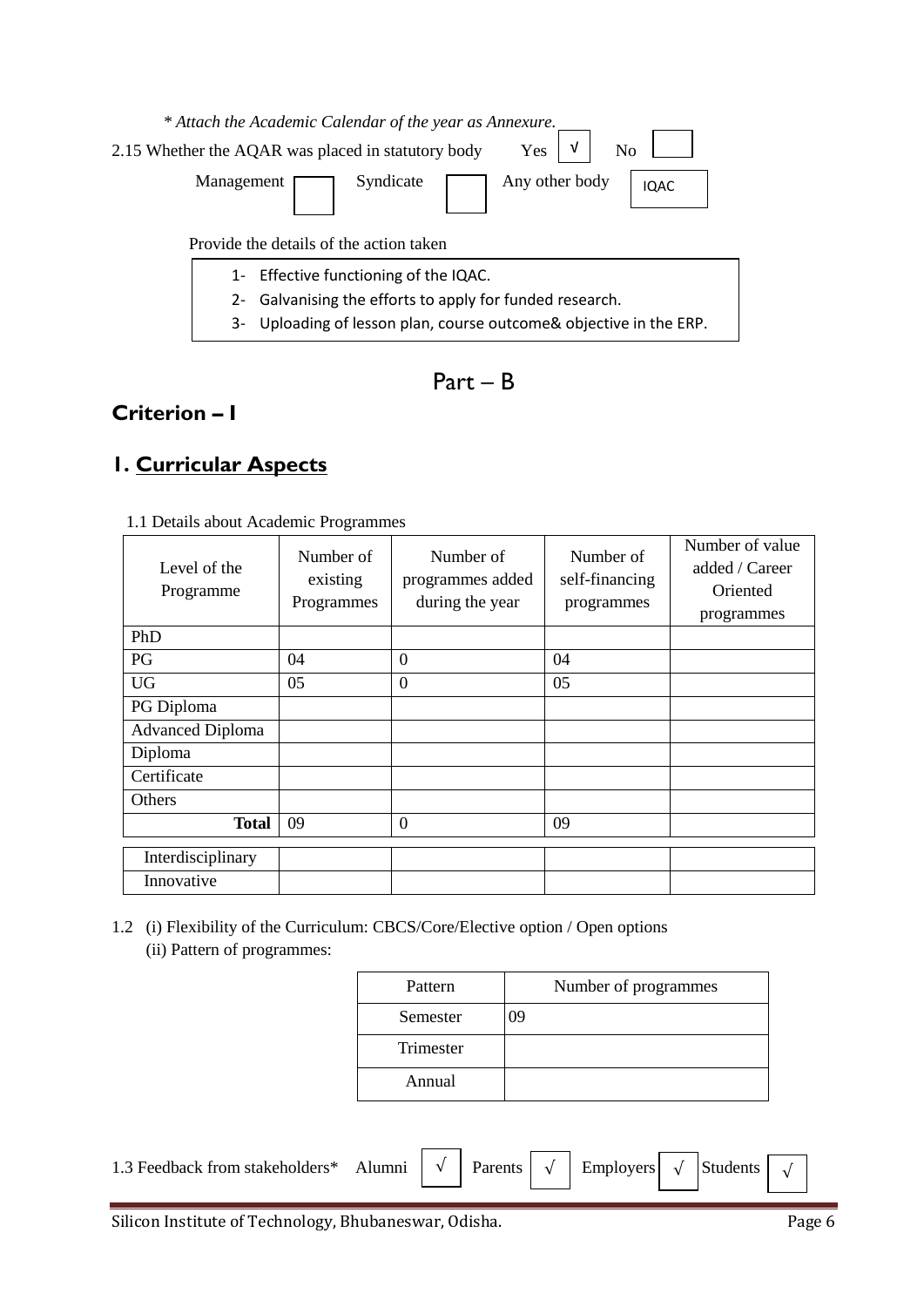*\* Attach the Academic Calendar of the year as Annexure.*

2.15 Whether the AQAR was placed in statutory body Yes √ No

Management Syndicate Any other body IQAC

Provide the details of the action taken

1- Effective functioning of the IQAC.
2- Galvanising the efforts to apply for funded research.
3- Uploading of lesson plan, course outcome& objective in the ERP.

# Part – B

## Criterion – I

## 1. Curricular Aspects

1.1 Details about Academic Programmes

| Level of the Programme | Number of existing Programmes | Number of programmes added during the year | Number of self-financing programmes | Number of value added / Career Oriented programmes |
|---|---|---|---|---|
| PhD | | | | |
| PG | 04 | 0 | 04 | |
| UG | 05 | 0 | 05 | |
| PG Diploma | | | | |
| Advanced Diploma | | | | |
| Diploma | | | | |
| Certificate | | | | |
| Others | | | | |
| **Total** | 09 | 0 | 09 | |
| Interdisciplinary | | | | |
| Innovative | | | | |

1.2 (i) Flexibility of the Curriculum: CBCS/Core/Elective option / Open options
(ii) Pattern of programmes:

| Pattern | Number of programmes |
|---|---|
| Semester | 09 |
| Trimester | |
| Annual | |

1.3 Feedback from stakeholders* Alumni √ Parents √ Employers √ Students √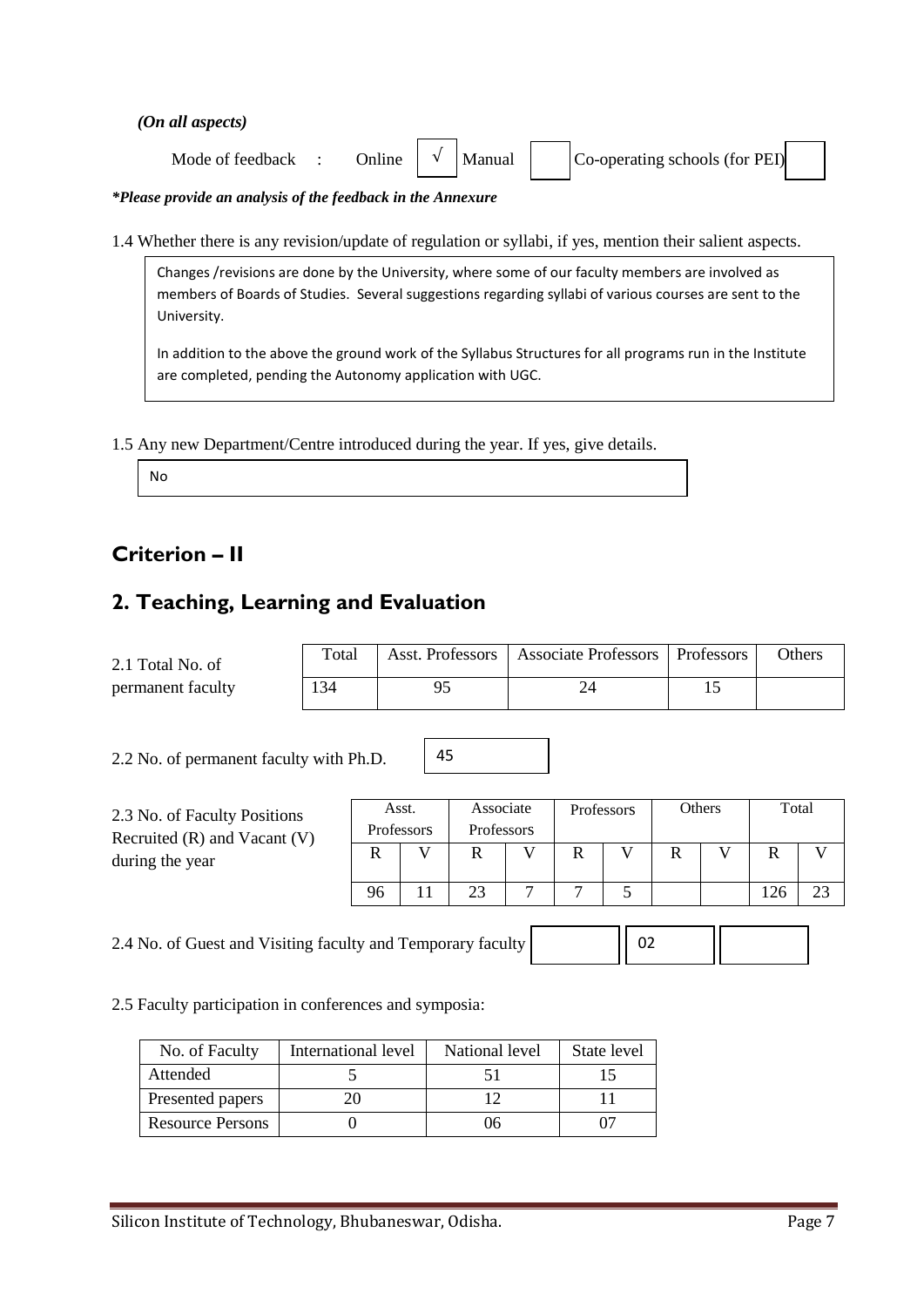*(On all aspects)*

Mode of feedback : Online [ √ ] Manual [ ] Co-operating schools (for PEI) [ ]

***Please provide an analysis of the feedback in the Annexure***

1.4 Whether there is any revision/update of regulation or syllabi, if yes, mention their salient aspects.

> Changes /revisions are done by the University, where some of our faculty members are involved as members of Boards of Studies. Several suggestions regarding syllabi of various courses are sent to the University.
>
> In addition to the above the ground work of the Syllabus Structures for all programs run in the Institute are completed, pending the Autonomy application with UGC.

1.5 Any new Department/Centre introduced during the year. If yes, give details.

> No

## Criterion – II

## 2. Teaching, Learning and Evaluation

2.1 Total No. of permanent faculty

| Total | Asst. Professors | Associate Professors | Professors | Others |
|---|---|---|---|---|
| 134 | 95 | 24 | 15 | |

2.2 No. of permanent faculty with Ph.D. 45

2.3 No. of Faculty Positions Recruited (R) and Vacant (V) during the year

| Asst. Professors | | Associate Professors | | Professors | | Others | | Total | |
|---|---|---|---|---|---|---|---|---|---|
| R | V | R | V | R | V | R | V | R | V |
| 96 | 11 | 23 | 7 | 7 | 5 | | | 126 | 23 |

2.4 No. of Guest and Visiting faculty and Temporary faculty [ ] [ 02 ] [ ]

2.5 Faculty participation in conferences and symposia:

| No. of Faculty | International level | National level | State level |
|---|---|---|---|
| Attended | 5 | 51 | 15 |
| Presented papers | 20 | 12 | 11 |
| Resource Persons | 0 | 06 | 07 |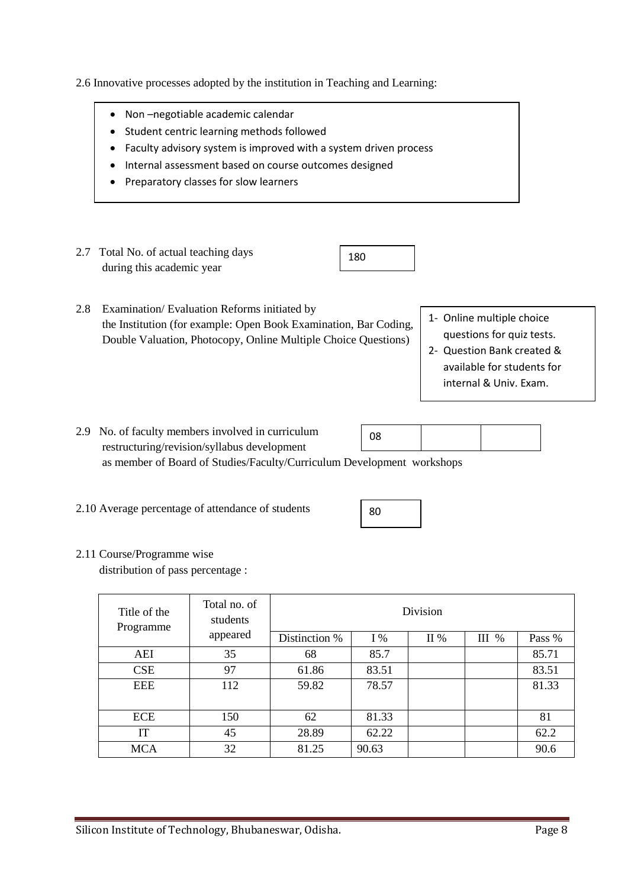2.6 Innovative processes adopted by the institution in Teaching and Learning:

- Non –negotiable academic calendar
- Student centric learning methods followed
- Faculty advisory system is improved with a system driven process
- Internal assessment based on course outcomes designed
- Preparatory classes for slow learners

2.7 Total No. of actual teaching days during this academic year

180

2.8 Examination/ Evaluation Reforms initiated by the Institution (for example: Open Book Examination, Bar Coding, Double Valuation, Photocopy, Online Multiple Choice Questions)

1- Online multiple choice questions for quiz tests.
2- Question Bank created & available for students for internal & Univ. Exam.

2.9 No. of faculty members involved in curriculum restructuring/revision/syllabus development as member of Board of Studies/Faculty/Curriculum Development workshops

| 08 | | |
|---|---|---|

2.10 Average percentage of attendance of students

80

2.11 Course/Programme wise distribution of pass percentage :

| Title of the Programme | Total no. of students appeared | Division | | | | |
|---|---|---|---|---|---|---|
| | | Distinction % | I % | II % | III % | Pass % |
| AEI | 35 | 68 | 85.7 | | | 85.71 |
| CSE | 97 | 61.86 | 83.51 | | | 83.51 |
| EEE | 112 | 59.82 | 78.57 | | | 81.33 |
| ECE | 150 | 62 | 81.33 | | | 81 |
| IT | 45 | 28.89 | 62.22 | | | 62.2 |
| MCA | 32 | 81.25 | 90.63 | | | 90.6 |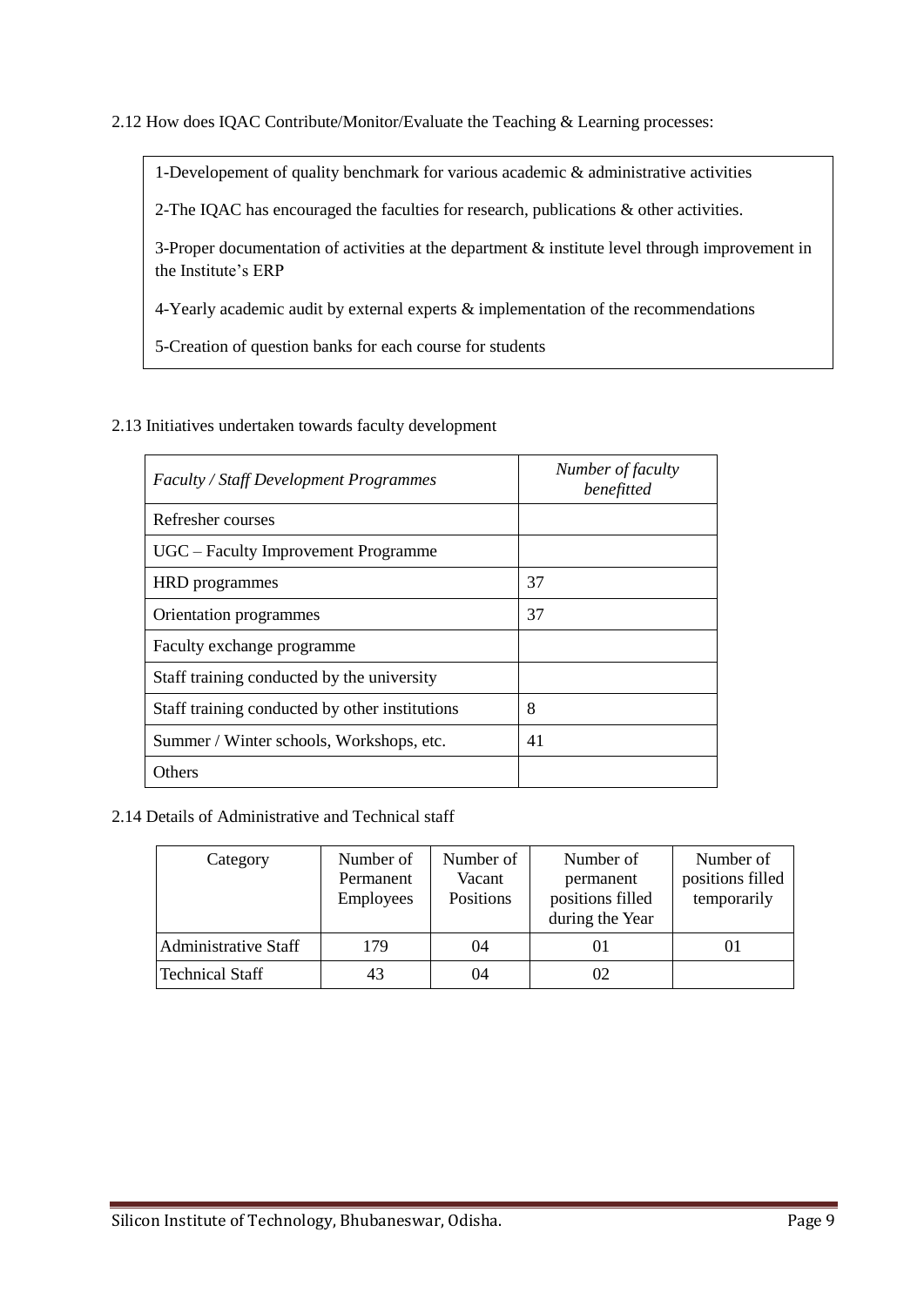2.12 How does IQAC Contribute/Monitor/Evaluate the Teaching & Learning processes:

1-Developement of quality benchmark for various academic & administrative activities

2-The IQAC has encouraged the faculties for research, publications & other activities.

3-Proper documentation of activities at the department & institute level through improvement in the Institute's ERP

4-Yearly academic audit by external experts & implementation of the recommendations

5-Creation of question banks for each course for students

2.13 Initiatives undertaken towards faculty development

| *Faculty / Staff Development Programmes* | *Number of faculty benefitted* |
|---|---|
| Refresher courses | |
| UGC – Faculty Improvement Programme | |
| HRD programmes | 37 |
| Orientation programmes | 37 |
| Faculty exchange programme | |
| Staff training conducted by the university | |
| Staff training conducted by other institutions | 8 |
| Summer / Winter schools, Workshops, etc. | 41 |
| Others | |

2.14 Details of Administrative and Technical staff

| Category | Number of Permanent Employees | Number of Vacant Positions | Number of permanent positions filled during the Year | Number of positions filled temporarily |
|---|---|---|---|---|
| Administrative Staff | 179 | 04 | 01 | 01 |
| Technical Staff | 43 | 04 | 02 | |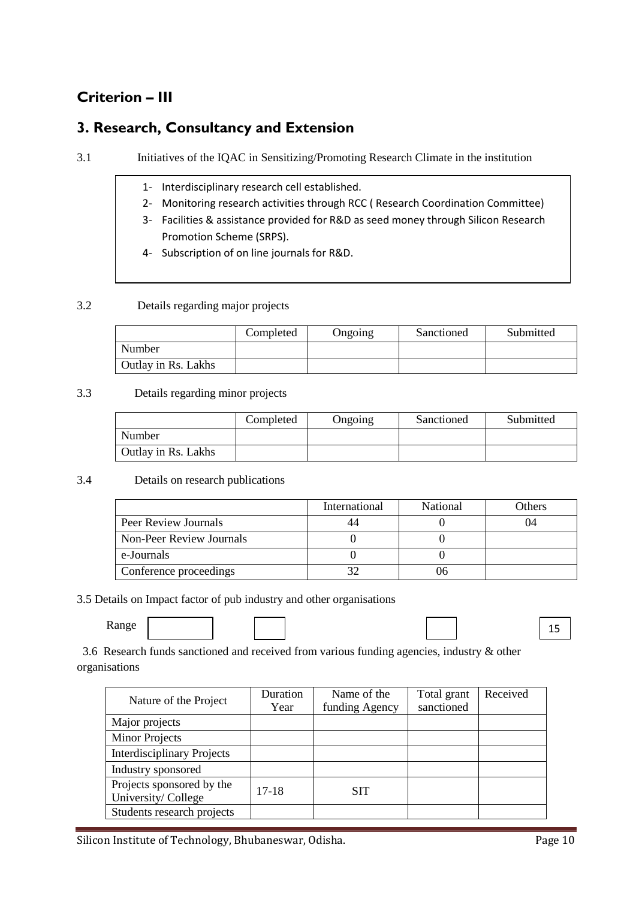## Criterion – III

## 3. Research, Consultancy and Extension

3.1 Initiatives of the IQAC in Sensitizing/Promoting Research Climate in the institution

1- Interdisciplinary research cell established.
2- Monitoring research activities through RCC ( Research Coordination Committee)
3- Facilities & assistance provided for R&D as seed money through Silicon Research Promotion Scheme (SRPS).
4- Subscription of on line journals for R&D.

3.2 Details regarding major projects

| | Completed | Ongoing | Sanctioned | Submitted |
|---|---|---|---|---|
| Number | | | | |
| Outlay in Rs. Lakhs | | | | |

3.3 Details regarding minor projects

| | Completed | Ongoing | Sanctioned | Submitted |
|---|---|---|---|---|
| Number | | | | |
| Outlay in Rs. Lakhs | | | | |

3.4 Details on research publications

| | International | National | Others |
|---|---|---|---|
| Peer Review Journals | 44 | 0 | 04 |
| Non-Peer Review Journals | 0 | 0 | |
| e-Journals | 0 | 0 | |
| Conference proceedings | 32 | 06 | |

3.5 Details on Impact factor of pub industry and other organisations

| Range | | | | | | 15 |
|---|---|---|---|---|---|---|

3.6 Research funds sanctioned and received from various funding agencies, industry & other organisations

| Nature of the Project | Duration Year | Name of the funding Agency | Total grant sanctioned | Received |
|---|---|---|---|---|
| Major projects | | | | |
| Minor Projects | | | | |
| Interdisciplinary Projects | | | | |
| Industry sponsored | | | | |
| Projects sponsored by the University/ College | 17-18 | SIT | | |
| Students research projects | | | | |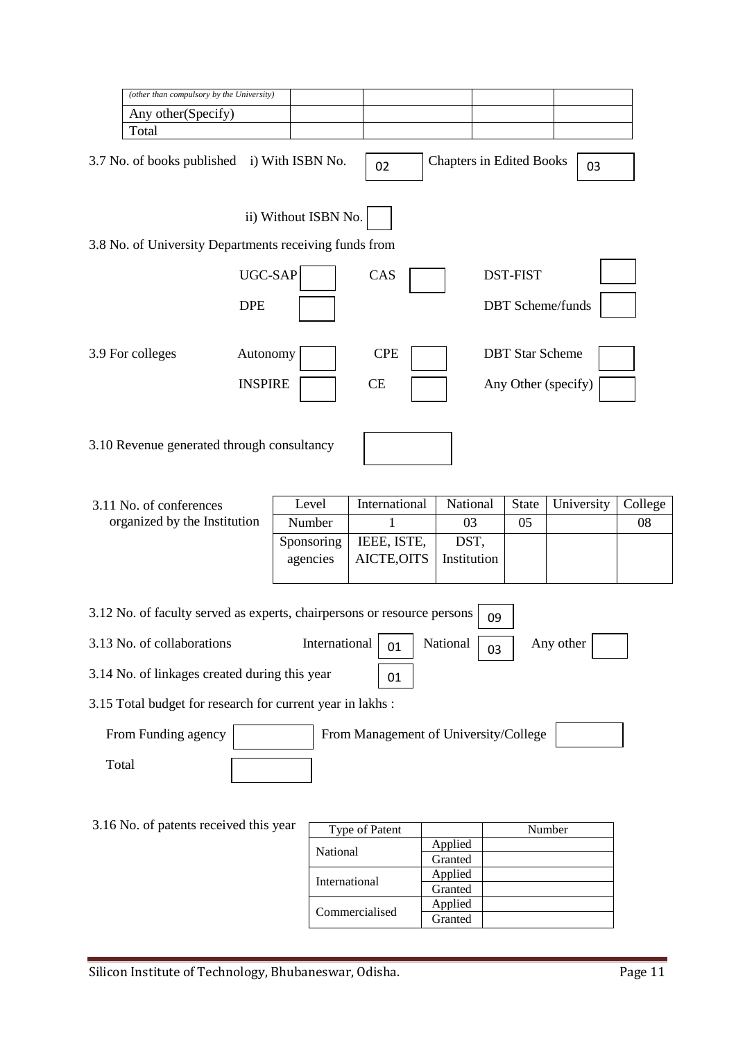| *(other than compulsory by the University)* | | | | |
|---|---|---|---|---|
| Any other(Specify) | | | | |
| Total | | | | |

3.7 No. of books published i) With ISBN No. 02 Chapters in Edited Books 03

ii) Without ISBN No.

3.8 No. of University Departments receiving funds from

UGC-SAP CAS DST-FIST

DPE DBT Scheme/funds

3.9 For colleges Autonomy CPE DBT Star Scheme

INSPIRE CE Any Other (specify)

3.10 Revenue generated through consultancy

3.11 No. of conferences organized by the Institution

| Level | International | National | State | University | College |
|---|---|---|---|---|---|
| Number | 1 | 03 | 05 | | 08 |
| Sponsoring agencies | IEEE, ISTE, AICTE,OITS | DST, Institution | | | |

3.12 No. of faculty served as experts, chairpersons or resource persons 09

3.13 No. of collaborations International 01 National 03 Any other

3.14 No. of linkages created during this year 01

3.15 Total budget for research for current year in lakhs :

From Funding agency From Management of University/College

Total

3.16 No. of patents received this year

| Type of Patent | | Number |
|---|---|---|
| National | Applied | |
| | Granted | |
| International | Applied | |
| | Granted | |
| Commercialised | Applied | |
| | Granted | |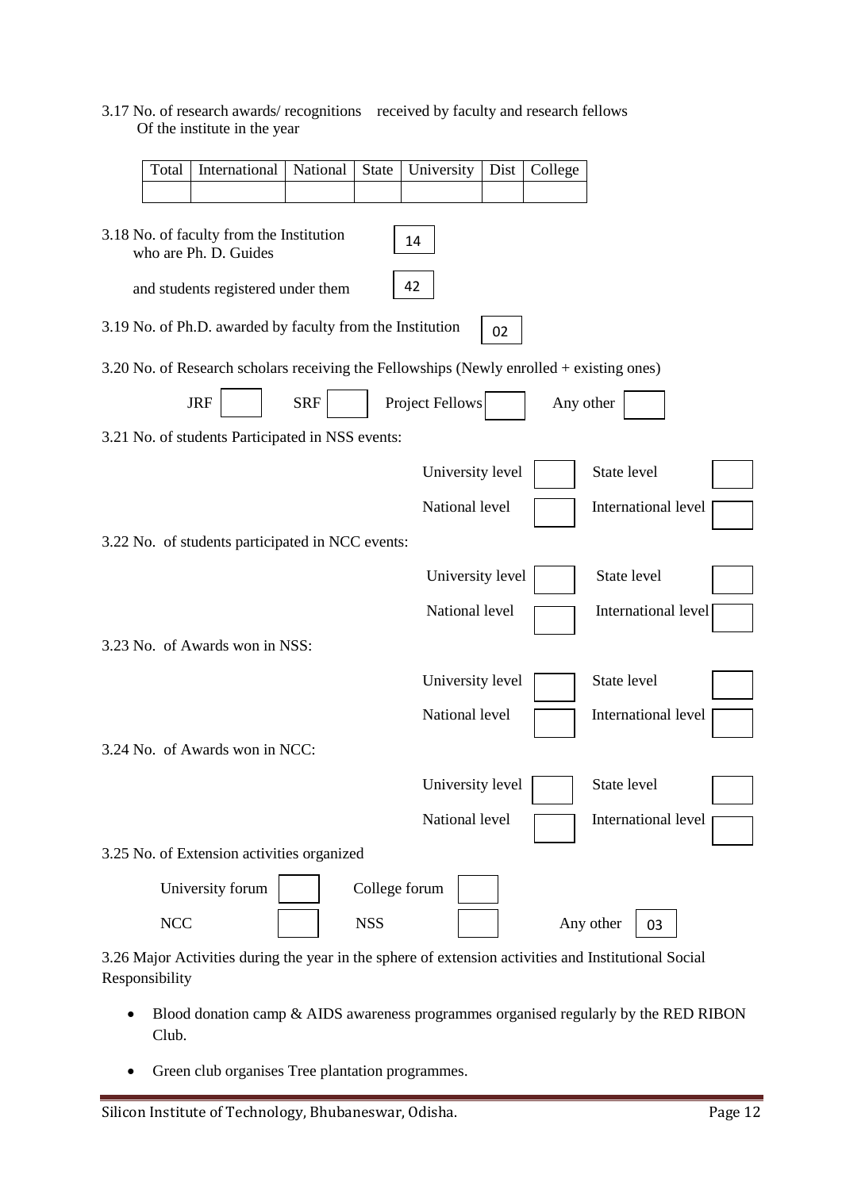3.17 No. of research awards/ recognitions received by faculty and research fellows Of the institute in the year

| Total | International | National | State | University | Dist | College |
|---|---|---|---|---|---|---|
| | | | | | | |

3.18 No. of faculty from the Institution who are Ph. D. Guides: 14

and students registered under them: 42

3.19 No. of Ph.D. awarded by faculty from the Institution: 02

3.20 No. of Research scholars receiving the Fellowships (Newly enrolled + existing ones)

| JRF | | SRF | | Project Fellows | | Any other | |
|---|---|---|---|---|---|---|---|

3.21 No. of students Participated in NSS events:

| University level | | State level | |
|---|---|---|---|
| National level | | International level | |

3.22 No. of students participated in NCC events:

| University level | | State level | |
|---|---|---|---|
| National level | | International level | |

3.23 No. of Awards won in NSS:

| University level | | State level | |
|---|---|---|---|
| National level | | International level | |

3.24 No. of Awards won in NCC:

| University level | | State level | |
|---|---|---|---|
| National level | | International level | |

3.25 No. of Extension activities organized

| University forum | | College forum | | | |
|---|---|---|---|---|---|
| NCC | | NSS | | Any other | 03 |

3.26 Major Activities during the year in the sphere of extension activities and Institutional Social Responsibility

- Blood donation camp & AIDS awareness programmes organised regularly by the RED RIBON Club.
- Green club organises Tree plantation programmes.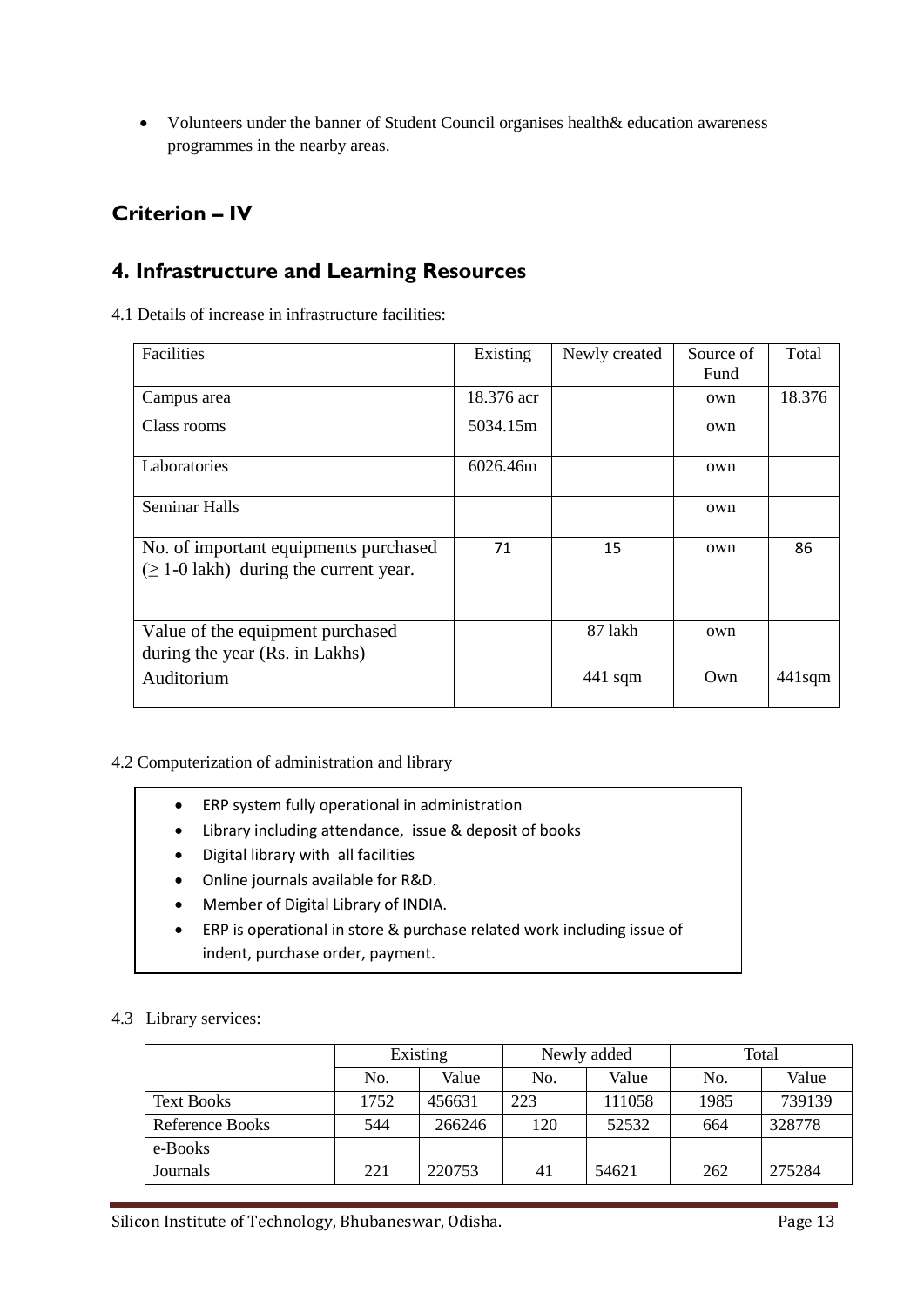- Volunteers under the banner of Student Council organises health& education awareness programmes in the nearby areas.

## Criterion – IV

## 4. Infrastructure and Learning Resources

4.1 Details of increase in infrastructure facilities:

| Facilities | Existing | Newly created | Source of Fund | Total |
|---|---|---|---|---|
| Campus area | 18.376 acr | | own | 18.376 |
| Class rooms | 5034.15m | | own | |
| Laboratories | 6026.46m | | own | |
| Seminar Halls | | | own | |
| No. of important equipments purchased (≥ 1-0 lakh) during the current year. | 71 | 15 | own | 86 |
| Value of the equipment purchased during the year (Rs. in Lakhs) | | 87 lakh | own | |
| Auditorium | | 441 sqm | Own | 441sqm |

4.2 Computerization of administration and library

- ERP system fully operational in administration
- Library including attendance, issue & deposit of books
- Digital library with all facilities
- Online journals available for R&D.
- Member of Digital Library of INDIA.
- ERP is operational in store & purchase related work including issue of indent, purchase order, payment.

4.3 Library services:

| | Existing | | Newly added | | Total | |
|---|---|---|---|---|---|---|
| | No. | Value | No. | Value | No. | Value |
| Text Books | 1752 | 456631 | 223 | 111058 | 1985 | 739139 |
| Reference Books | 544 | 266246 | 120 | 52532 | 664 | 328778 |
| e-Books | | | | | | |
| Journals | 221 | 220753 | 41 | 54621 | 262 | 275284 |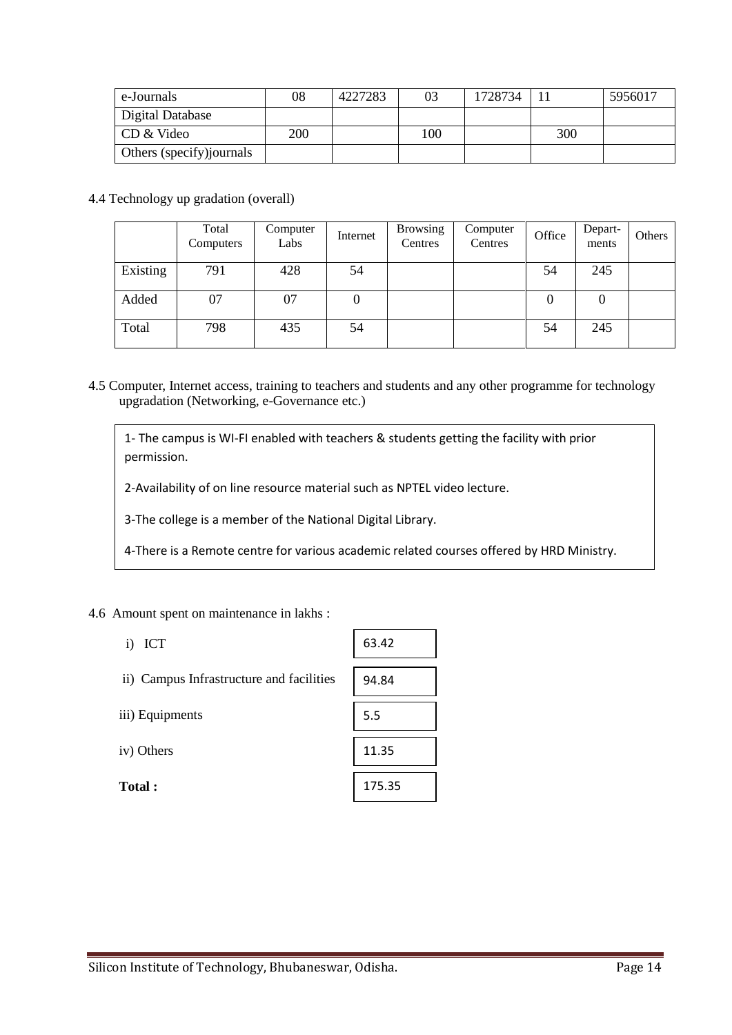| e-Journals | 08 | 4227283 | 03 | 1728734 | 11 | 5956017 |
|---|---|---|---|---|---|---|
| Digital Database | | | | | | |
| CD & Video | 200 | | 100 | | 300 | |
| Others (specify)journals | | | | | | |

4.4 Technology up gradation (overall)

| | Total Computers | Computer Labs | Internet | Browsing Centres | Computer Centres | Office | Depart-ments | Others |
|---|---|---|---|---|---|---|---|---|
| Existing | 791 | 428 | 54 | | | 54 | 245 | |
| Added | 07 | 07 | 0 | | | 0 | 0 | |
| Total | 798 | 435 | 54 | | | 54 | 245 | |

4.5 Computer, Internet access, training to teachers and students and any other programme for technology upgradation (Networking, e-Governance etc.)

1- The campus is WI-FI enabled with teachers & students getting the facility with prior permission.

2-Availability of on line resource material such as NPTEL video lecture.

3-The college is a member of the National Digital Library.

4-There is a Remote centre for various academic related courses offered by HRD Ministry.

4.6 Amount spent on maintenance in lakhs :

| | |
|---|---|
| i) ICT | 63.42 |
| ii) Campus Infrastructure and facilities | 94.84 |
| iii) Equipments | 5.5 |
| iv) Others | 11.35 |
| **Total :** | 175.35 |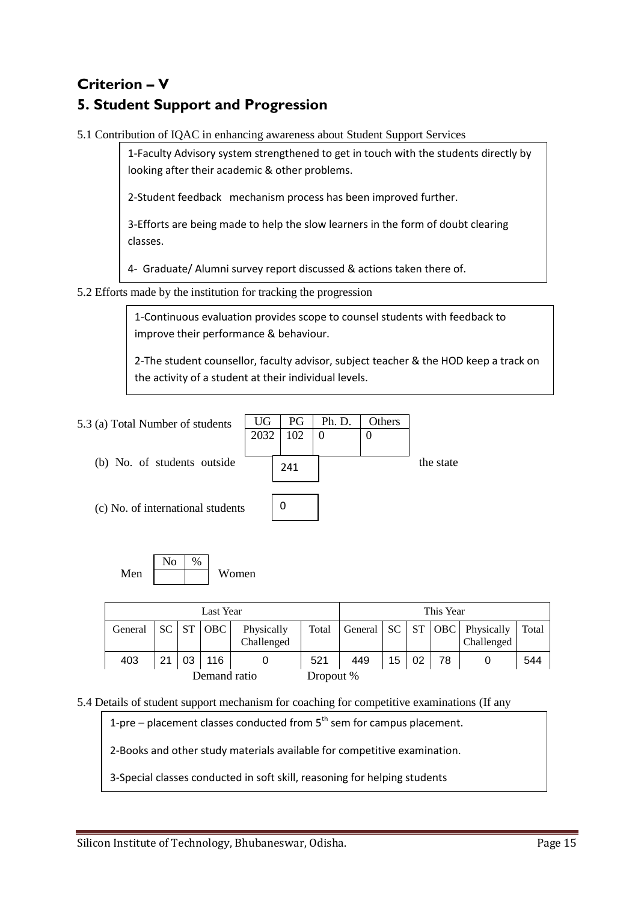# Criterion – V

## 5. Student Support and Progression

5.1 Contribution of IQAC in enhancing awareness about Student Support Services

1-Faculty Advisory system strengthened to get in touch with the students directly by looking after their academic & other problems.

2-Student feedback mechanism process has been improved further.

3-Efforts are being made to help the slow learners in the form of doubt clearing classes.

4- Graduate/ Alumni survey report discussed & actions taken there of.

5.2 Efforts made by the institution for tracking the progression

1-Continuous evaluation provides scope to counsel students with feedback to improve their performance & behaviour.

2-The student counsellor, faculty advisor, subject teacher & the HOD keep a track on the activity of a student at their individual levels.

5.3 (a) Total Number of students

| UG | PG | Ph. D. | Others |
|---|---|---|---|
| 2032 | 102 | 0 | 0 |

(b) No. of students outside the state: 241

(c) No. of international students: 0

| | No | % |
|---|---|---|
| Men | | |
| Women | | |

| Last Year | | | | | | This Year | | | | | |
|---|---|---|---|---|---|---|---|---|---|---|---|
| General | SC | ST | OBC | Physically Challenged | Total | General | SC | ST | OBC | Physically Challenged | Total |
| 403 | 21 | 03 | 116 | 0 | 521 | 449 | 15 | 02 | 78 | 0 | 544 |

Demand ratio Dropout %

5.4 Details of student support mechanism for coaching for competitive examinations (If any

1-pre – placement classes conducted from 5th sem for campus placement.

2-Books and other study materials available for competitive examination.

3-Special classes conducted in soft skill, reasoning for helping students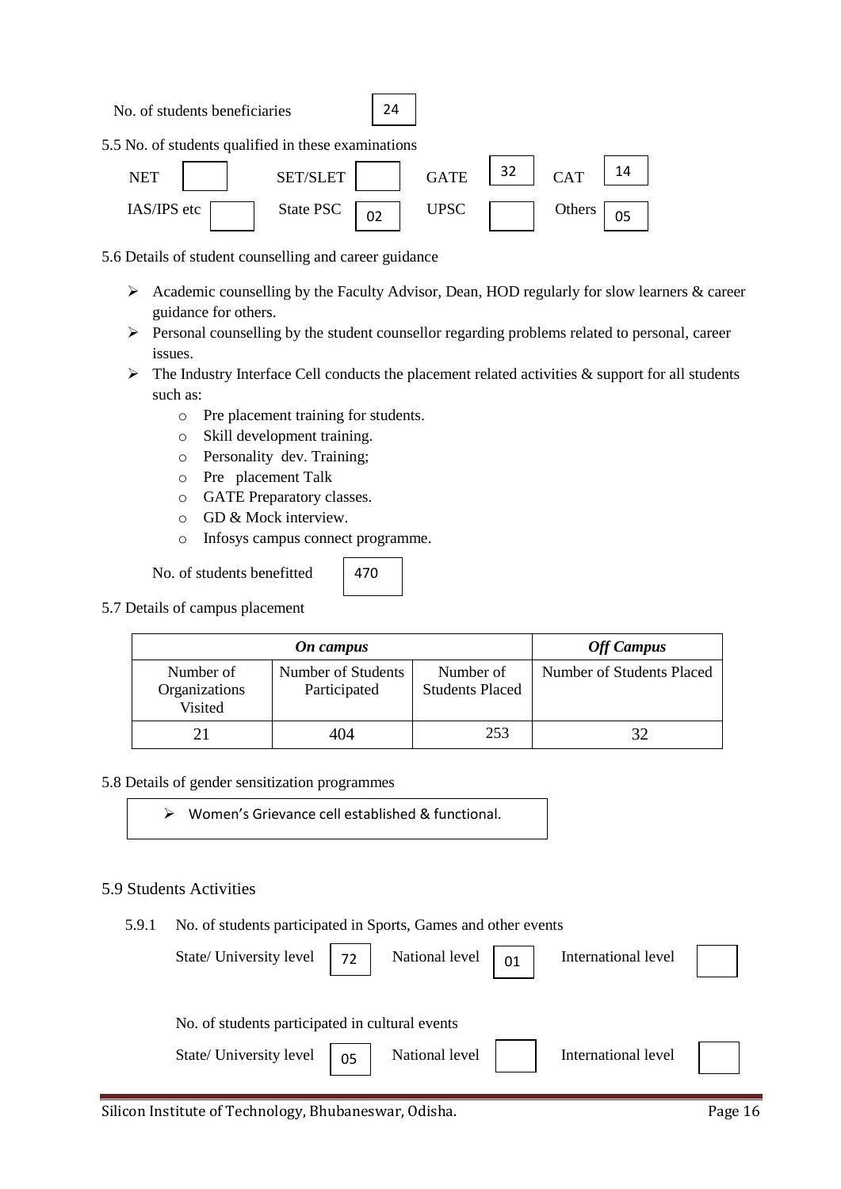No. of students beneficiaries: 24

5.5 No. of students qualified in these examinations

| NET | | SET/SLET | | GATE | 32 | CAT | 14 |
|---|---|---|---|---|---|---|---|
| IAS/IPS etc | | State PSC | 02 | UPSC | | Others | 05 |

5.6 Details of student counselling and career guidance

- Academic counselling by the Faculty Advisor, Dean, HOD regularly for slow learners & career guidance for others.
- Personal counselling by the student counsellor regarding problems related to personal, career issues.
- The Industry Interface Cell conducts the placement related activities & support for all students such as:
  - Pre placement training for students.
  - Skill development training.
  - Personality dev. Training;
  - Pre placement Talk
  - GATE Preparatory classes.
  - GD & Mock interview.
  - Infosys campus connect programme.

No. of students benefitted: 470

5.7 Details of campus placement

| ***On campus*** | | | ***Off Campus*** |
|---|---|---|---|
| Number of Organizations Visited | Number of Students Participated | Number of Students Placed | Number of Students Placed |
| 21 | 404 | 253 | 32 |

5.8 Details of gender sensitization programmes

- Women's Grievance cell established & functional.

5.9 Students Activities

5.9.1 No. of students participated in Sports, Games and other events

| State/ University level | 72 | National level | 01 | International level | |
|---|---|---|---|---|---|

No. of students participated in cultural events

| State/ University level | 05 | National level | | International level | |
|---|---|---|---|---|---|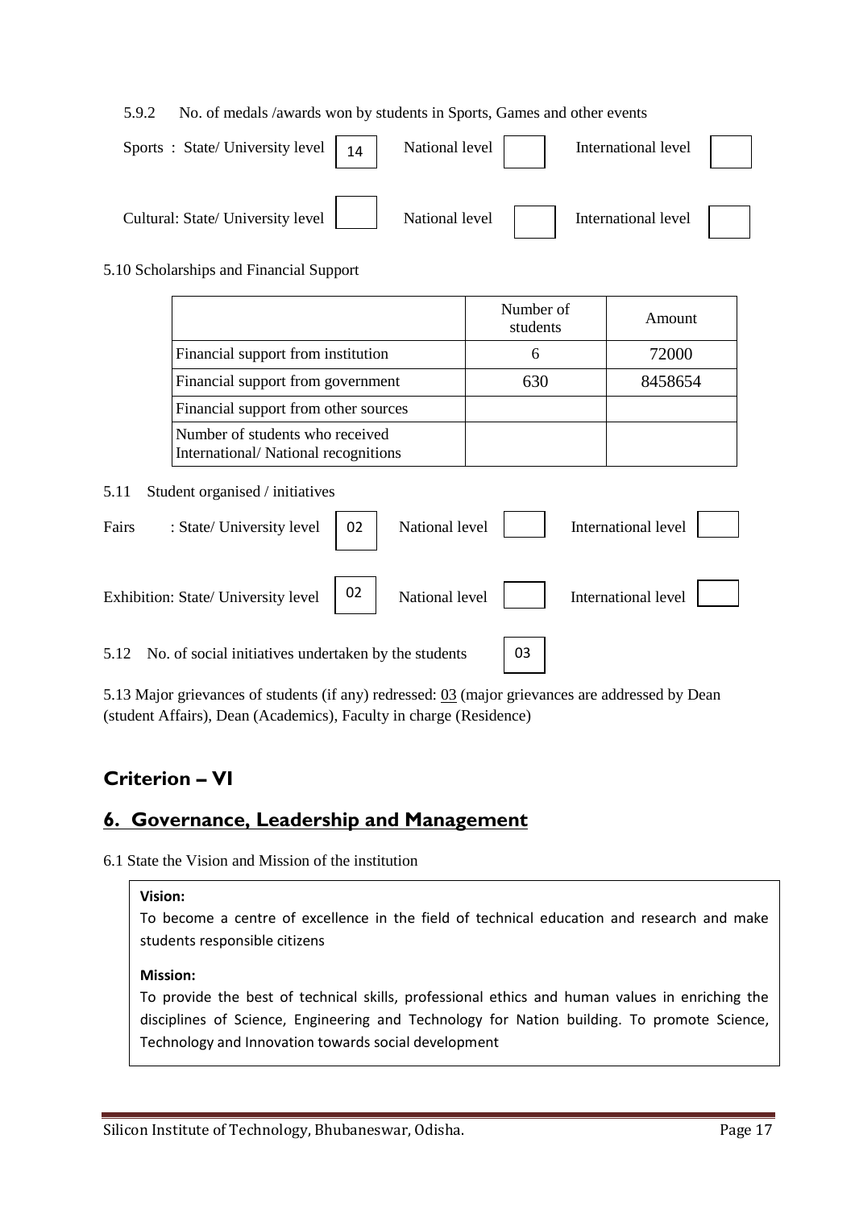5.9.2 No. of medals /awards won by students in Sports, Games and other events

Sports : State/ University level 14 National level International level

Cultural: State/ University level National level International level

5.10 Scholarships and Financial Support

| | Number of students | Amount |
|---|---|---|
| Financial support from institution | 6 | 72000 |
| Financial support from government | 630 | 8458654 |
| Financial support from other sources | | |
| Number of students who received International/ National recognitions | | |

5.11 Student organised / initiatives

Fairs : State/ University level 02 National level International level

Exhibition: State/ University level 02 National level International level

5.12 No. of social initiatives undertaken by the students 03

5.13 Major grievances of students (if any) redressed: 03 (major grievances are addressed by Dean (student Affairs), Dean (Academics), Faculty in charge (Residence)

## Criterion – VI

## 6. Governance, Leadership and Management

6.1 State the Vision and Mission of the institution

**Vision:**

To become a centre of excellence in the field of technical education and research and make students responsible citizens

**Mission:**

To provide the best of technical skills, professional ethics and human values in enriching the disciplines of Science, Engineering and Technology for Nation building. To promote Science, Technology and Innovation towards social development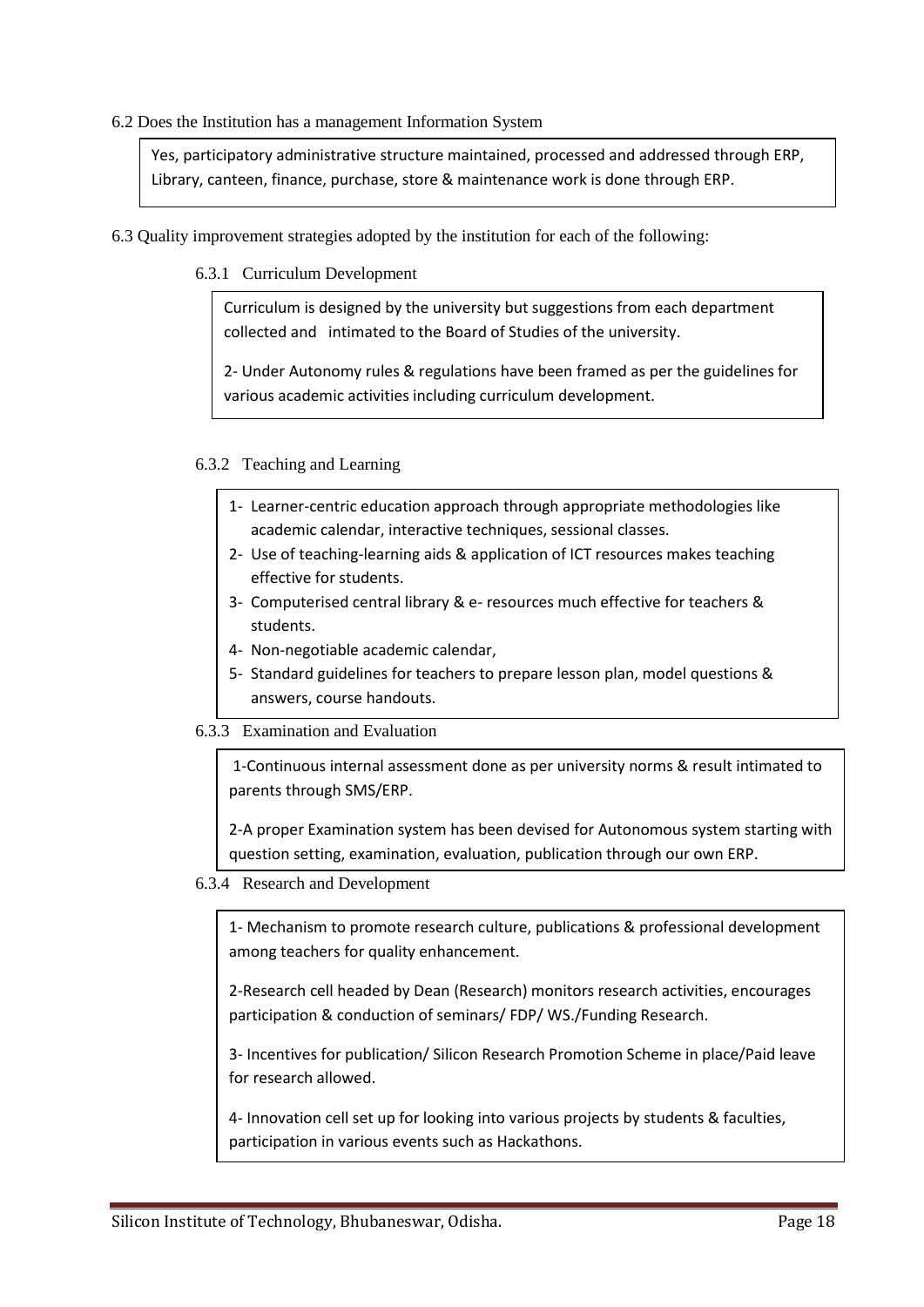6.2 Does the Institution has a management Information System

Yes, participatory administrative structure maintained, processed and addressed through ERP, Library, canteen, finance, purchase, store & maintenance work is done through ERP.

6.3 Quality improvement strategies adopted by the institution for each of the following:

6.3.1 Curriculum Development

Curriculum is designed by the university but suggestions from each department collected and intimated to the Board of Studies of the university.

2- Under Autonomy rules & regulations have been framed as per the guidelines for various academic activities including curriculum development.

6.3.2 Teaching and Learning

1- Learner-centric education approach through appropriate methodologies like academic calendar, interactive techniques, sessional classes.
2- Use of teaching-learning aids & application of ICT resources makes teaching effective for students.
3- Computerised central library & e- resources much effective for teachers & students.
4- Non-negotiable academic calendar,
5- Standard guidelines for teachers to prepare lesson plan, model questions & answers, course handouts.

6.3.3 Examination and Evaluation

1-Continuous internal assessment done as per university norms & result intimated to parents through SMS/ERP.

2-A proper Examination system has been devised for Autonomous system starting with question setting, examination, evaluation, publication through our own ERP.

6.3.4 Research and Development

1- Mechanism to promote research culture, publications & professional development among teachers for quality enhancement.

2-Research cell headed by Dean (Research) monitors research activities, encourages participation & conduction of seminars/ FDP/ WS./Funding Research.

3- Incentives for publication/ Silicon Research Promotion Scheme in place/Paid leave for research allowed.

4- Innovation cell set up for looking into various projects by students & faculties, participation in various events such as Hackathons.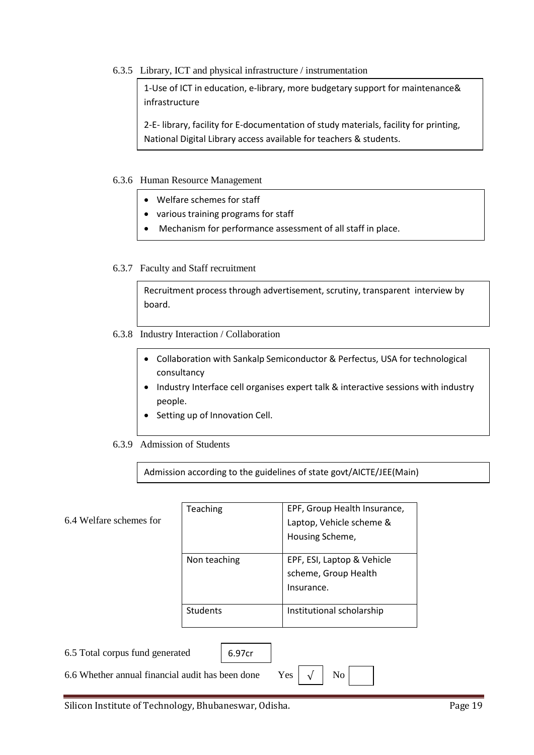6.3.5 Library, ICT and physical infrastructure / instrumentation

1-Use of ICT in education, e-library, more budgetary support for maintenance& infrastructure

2-E- library, facility for E-documentation of study materials, facility for printing, National Digital Library access available for teachers & students.

6.3.6 Human Resource Management

- Welfare schemes for staff
- various training programs for staff
- Mechanism for performance assessment of all staff in place.

6.3.7 Faculty and Staff recruitment

Recruitment process through advertisement, scrutiny, transparent interview by board.

6.3.8 Industry Interaction / Collaboration

- Collaboration with Sankalp Semiconductor & Perfectus, USA for technological consultancy
- Industry Interface cell organises expert talk & interactive sessions with industry people.
- Setting up of Innovation Cell.

6.3.9 Admission of Students

Admission according to the guidelines of state govt/AICTE/JEE(Main)

6.4 Welfare schemes for

| | |
|---|---|
| Teaching | EPF, Group Health Insurance, Laptop, Vehicle scheme & Housing Scheme, |
| Non teaching | EPF, ESI, Laptop & Vehicle scheme, Group Health Insurance. |
| Students | Institutional scholarship |

6.5 Total corpus fund generated: 6.97cr

6.6 Whether annual financial audit has been done Yes √ No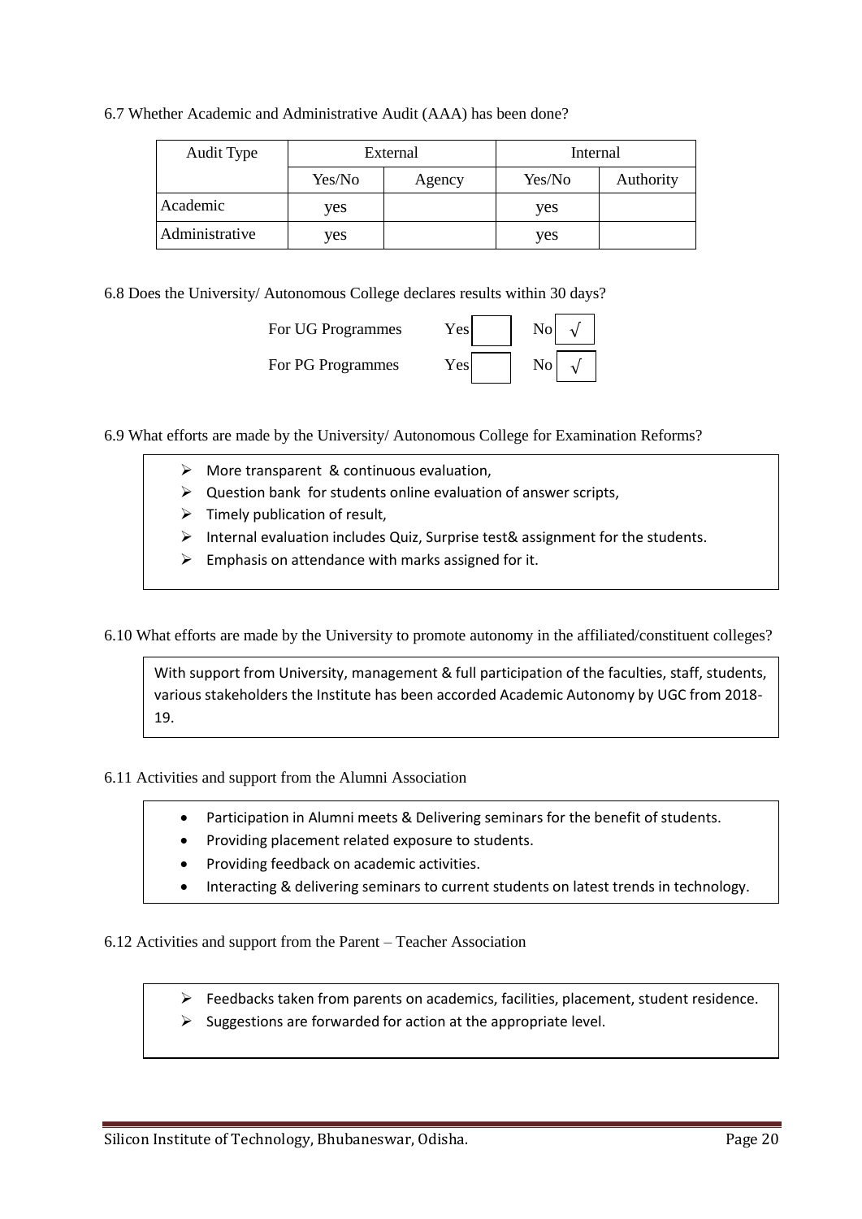6.7 Whether Academic and Administrative Audit (AAA) has been done?

| Audit Type | External | | Internal | |
|---|---|---|---|---|
| | Yes/No | Agency | Yes/No | Authority |
| Academic | yes | | yes | |
| Administrative | yes | | yes | |

6.8 Does the University/ Autonomous College declares results within 30 days?

| | Yes | No |
|---|---|---|
| For UG Programmes | | √ |
| For PG Programmes | | √ |

6.9 What efforts are made by the University/ Autonomous College for Examination Reforms?

- More transparent & continuous evaluation,
- Question bank for students online evaluation of answer scripts,
- Timely publication of result,
- Internal evaluation includes Quiz, Surprise test& assignment for the students.
- Emphasis on attendance with marks assigned for it.

6.10 What efforts are made by the University to promote autonomy in the affiliated/constituent colleges?

With support from University, management & full participation of the faculties, staff, students, various stakeholders the Institute has been accorded Academic Autonomy by UGC from 2018-19.

6.11 Activities and support from the Alumni Association

- Participation in Alumni meets & Delivering seminars for the benefit of students.
- Providing placement related exposure to students.
- Providing feedback on academic activities.
- Interacting & delivering seminars to current students on latest trends in technology.

6.12 Activities and support from the Parent – Teacher Association

- Feedbacks taken from parents on academics, facilities, placement, student residence.
- Suggestions are forwarded for action at the appropriate level.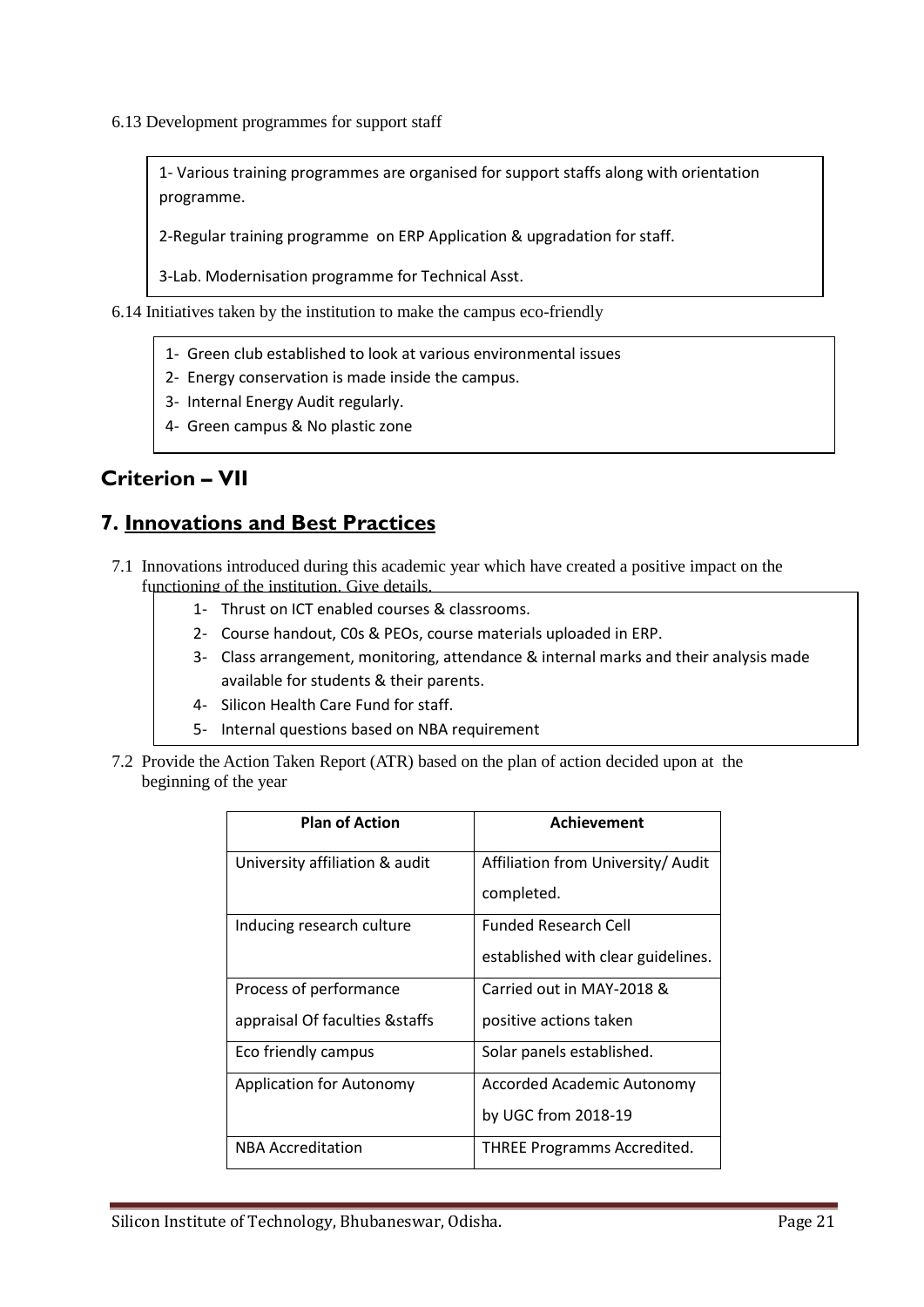6.13 Development programmes for support staff

1- Various training programmes are organised for support staffs along with orientation programme.

2-Regular training programme on ERP Application & upgradation for staff.

3-Lab. Modernisation programme for Technical Asst.

6.14 Initiatives taken by the institution to make the campus eco-friendly

1- Green club established to look at various environmental issues
2- Energy conservation is made inside the campus.
3- Internal Energy Audit regularly.
4- Green campus & No plastic zone

## Criterion – VII

## 7. Innovations and Best Practices

7.1 Innovations introduced during this academic year which have created a positive impact on the functioning of the institution. Give details.

1- Thrust on ICT enabled courses & classrooms.
2- Course handout, C0s & PEOs, course materials uploaded in ERP.
3- Class arrangement, monitoring, attendance & internal marks and their analysis made available for students & their parents.
4- Silicon Health Care Fund for staff.
5- Internal questions based on NBA requirement

7.2 Provide the Action Taken Report (ATR) based on the plan of action decided upon at the beginning of the year

| Plan of Action | Achievement |
|---|---|
| University affiliation & audit | Affiliation from University/ Audit completed. |
| Inducing research culture | Funded Research Cell established with clear guidelines. |
| Process of performance appraisal Of faculties &staffs | Carried out in MAY-2018 & positive actions taken |
| Eco friendly campus | Solar panels established. |
| Application for Autonomy | Accorded Academic Autonomy by UGC from 2018-19 |
| NBA Accreditation | THREE Programms Accredited. |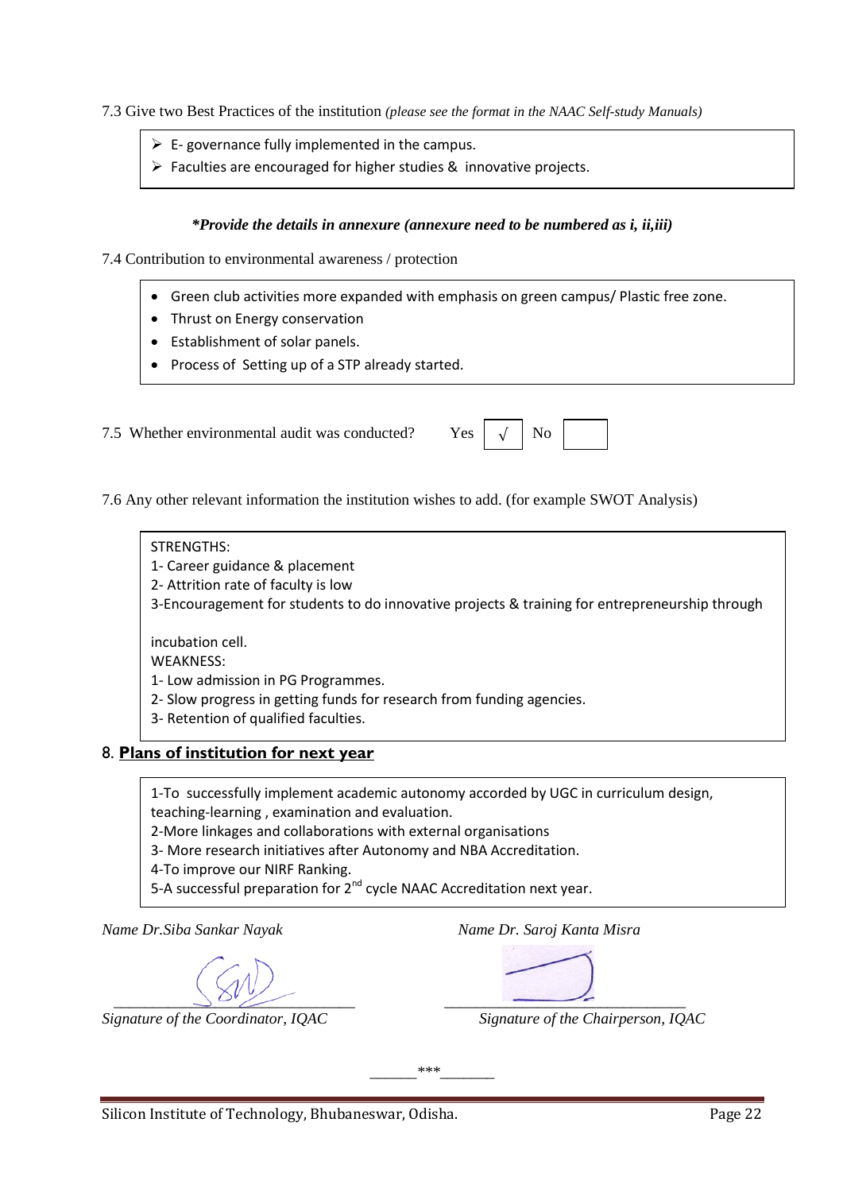7.3 Give two Best Practices of the institution *(please see the format in the NAAC Self-study Manuals)*

- E- governance fully implemented in the campus.
- Faculties are encouraged for higher studies & innovative projects.

***Provide the details in annexure (annexure need to be numbered as i, ii,iii)***

7.4 Contribution to environmental awareness / protection

- Green club activities more expanded with emphasis on green campus/ Plastic free zone.
- Thrust on Energy conservation
- Establishment of solar panels.
- Process of Setting up of a STP already started.

7.5 Whether environmental audit was conducted? Yes √ No

7.6 Any other relevant information the institution wishes to add. (for example SWOT Analysis)

STRENGTHS:
1- Career guidance & placement
2- Attrition rate of faculty is low
3-Encouragement for students to do innovative projects & training for entrepreneurship through incubation cell.

WEAKNESS:
1- Low admission in PG Programmes.
2- Slow progress in getting funds for research from funding agencies.
3- Retention of qualified faculties.

## 8. Plans of institution for next year

1-To successfully implement academic autonomy accorded by UGC in curriculum design, teaching-learning , examination and evaluation.
2-More linkages and collaborations with external organisations
3- More research initiatives after Autonomy and NBA Accreditation.
4-To improve our NIRF Ranking.
5-A successful preparation for 2nd cycle NAAC Accreditation next year.

*Name Dr.Siba Sankar Nayak*

*Signature of the Coordinator, IQAC*

*Name Dr. Saroj Kanta Misra*

*Signature of the Chairperson, IQAC*

\_\_\_\_\_\_\*\*\*\_\_\_\_\_\_\_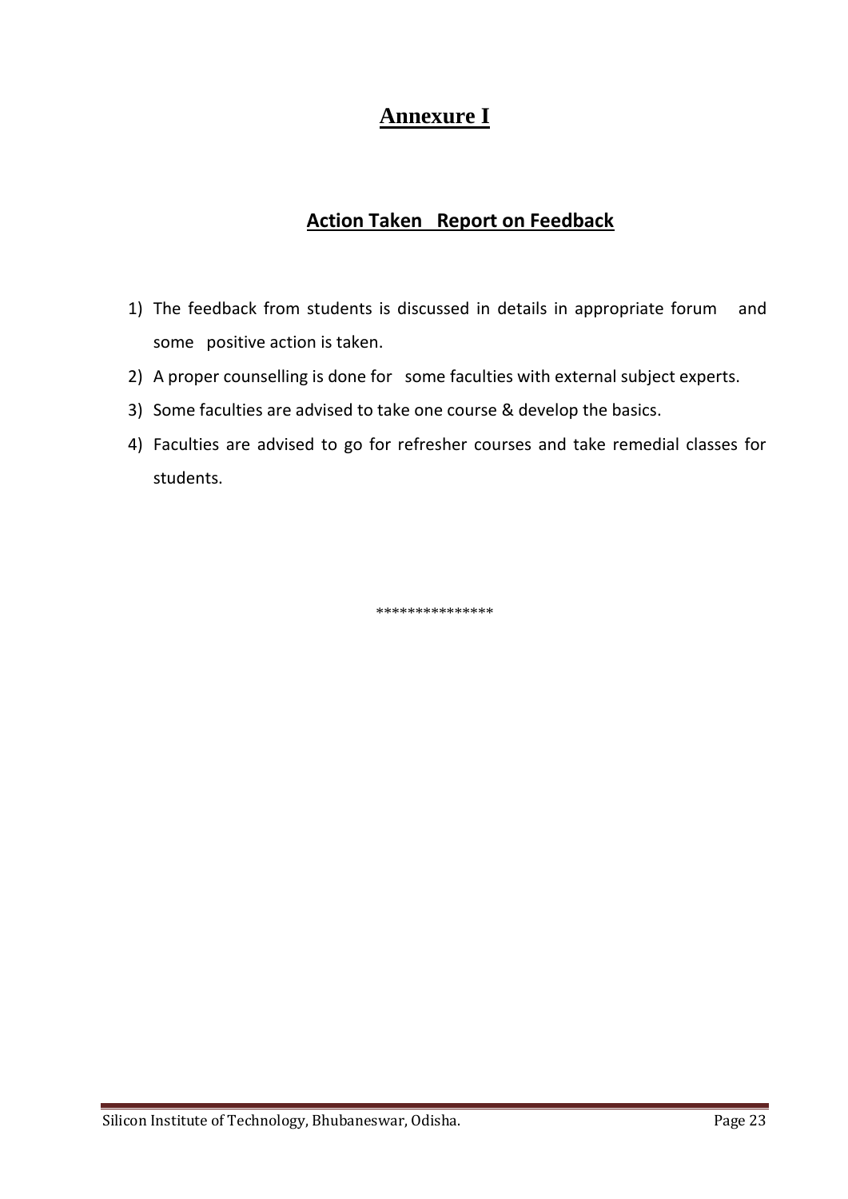# Annexure I

## Action Taken Report on Feedback

1) The feedback from students is discussed in details in appropriate forum and some positive action is taken.
2) A proper counselling is done for some faculties with external subject experts.
3) Some faculties are advised to take one course & develop the basics.
4) Faculties are advised to go for refresher courses and take remedial classes for students.

***************